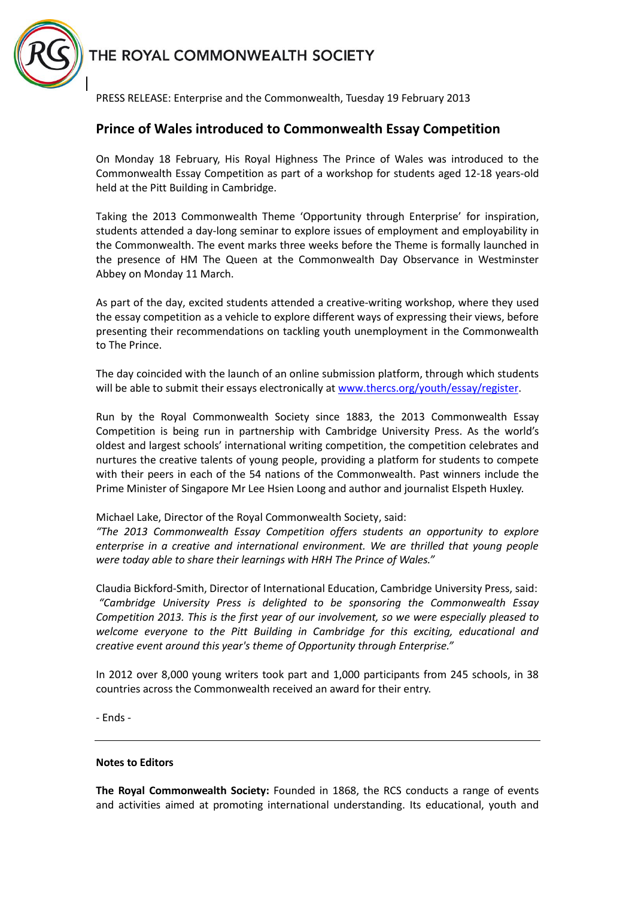THE ROYAL COMMONWEALTH SOCIETY

PRESS RELEASE: Enterprise and the Commonwealth, Tuesday 19 February 2013

## Prince of Wales introduced to Commonwealth Essay Competition

On Monday 18 February, His Royal Highness The Prince of Wales was introduced to the Commonwealth Essay Competition as part of a workshop for students aged 12-18 years-old held at the Pitt Building in Cambridge.

Taking the 2013 Commonwealth Theme 'Opportunity through Enterprise' for inspiration, students attended a day-long seminar to explore issues of employment and employability in the Commonwealth. The event marks three weeks before the Theme is formally launched in the presence of HM The Queen at the Commonwealth Day Observance in Westminster Abbey on Monday 11 March.

As part of the day, excited students attended a creative-writing workshop, where they used the essay competition as a vehicle to explore different ways of expressing their views, before presenting their recommendations on tackling youth unemployment in the Commonwealth to The Prince.

The day coincided with the launch of an online submission platform, through which students will be able to submit their essays electronically at [www.thercs.org/youth/essay/register](www.thercs.org/youth/essay/register).

Run by the Royal Commonwealth Society since 1883, the 2013 Commonwealth Essay Competition is being run in partnership with Cambridge University Press. As the world's oldest and largest schools' international writing competition, the competition celebrates and nurtures the creative talents of young people, providing a platform for students to compete with their peers in each of the 54 nations of the Commonwealth. Past winners include the Prime Minister of Singapore Mr Lee Hsien Loong and author and journalist Elspeth Huxley.

Michael Lake, Director of the Royal Commonwealth Society, said:
*"The 2013 Commonwealth Essay Competition offers students an opportunity to explore enterprise in a creative and international environment. We are thrilled that young people were today able to share their learnings with HRH The Prince of Wales."*

Claudia Bickford-Smith, Director of International Education, Cambridge University Press, said:
*"Cambridge University Press is delighted to be sponsoring the Commonwealth Essay Competition 2013. This is the first year of our involvement, so we were especially pleased to welcome everyone to the Pitt Building in Cambridge for this exciting, educational and creative event around this year's theme of Opportunity through Enterprise."*

In 2012 over 8,000 young writers took part and 1,000 participants from 245 schools, in 38 countries across the Commonwealth received an award for their entry.

- Ends -

---

**Notes to Editors**

**The Royal Commonwealth Society:** Founded in 1868, the RCS conducts a range of events and activities aimed at promoting international understanding. Its educational, youth and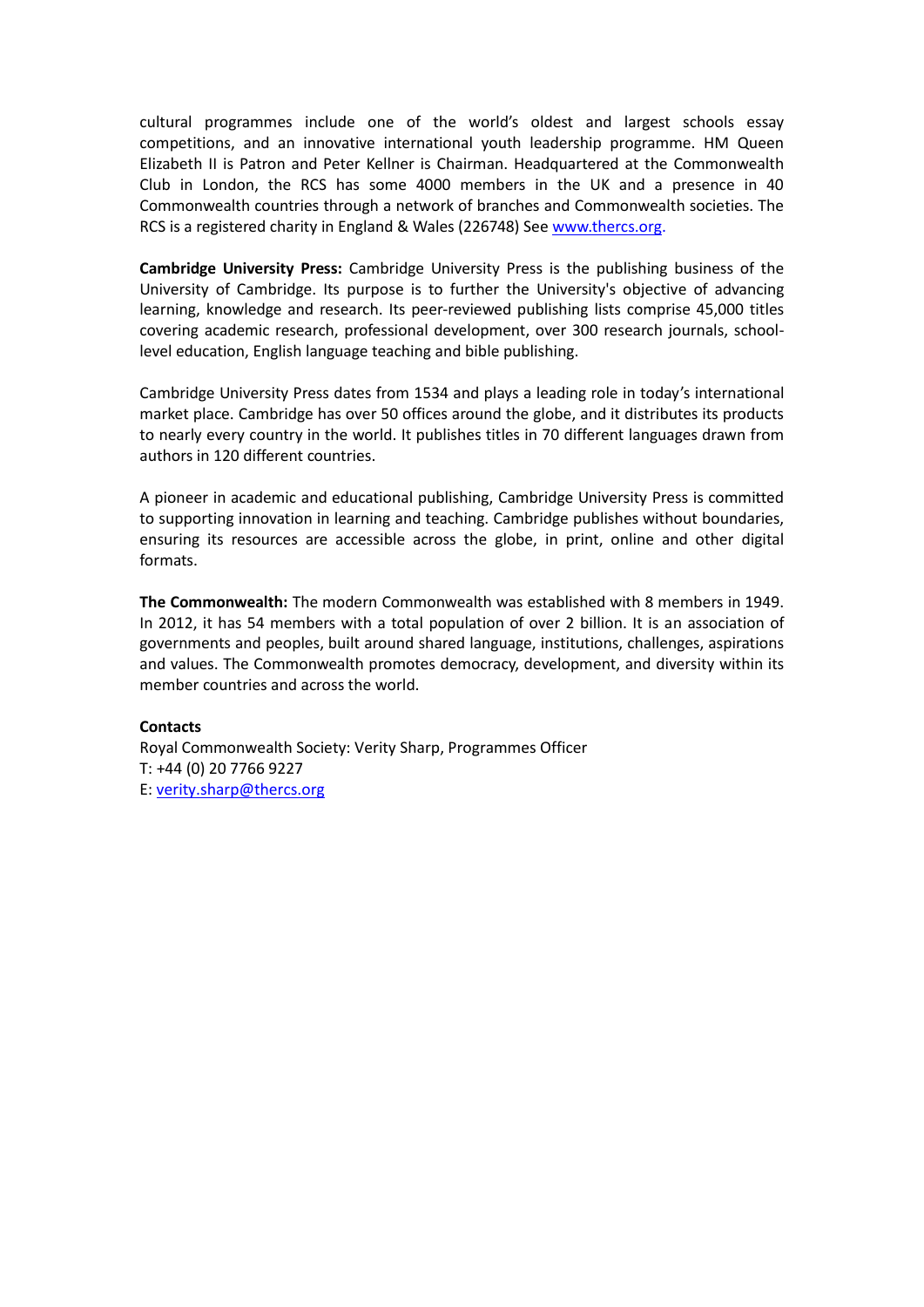cultural programmes include one of the world's oldest and largest schools essay competitions, and an innovative international youth leadership programme. HM Queen Elizabeth II is Patron and Peter Kellner is Chairman. Headquartered at the Commonwealth Club in London, the RCS has some 4000 members in the UK and a presence in 40 Commonwealth countries through a network of branches and Commonwealth societies. The RCS is a registered charity in England & Wales (226748) See www.thercs.org.

**Cambridge University Press:** Cambridge University Press is the publishing business of the University of Cambridge. Its purpose is to further the University's objective of advancing learning, knowledge and research. Its peer-reviewed publishing lists comprise 45,000 titles covering academic research, professional development, over 300 research journals, school-level education, English language teaching and bible publishing.

Cambridge University Press dates from 1534 and plays a leading role in today's international market place. Cambridge has over 50 offices around the globe, and it distributes its products to nearly every country in the world. It publishes titles in 70 different languages drawn from authors in 120 different countries.

A pioneer in academic and educational publishing, Cambridge University Press is committed to supporting innovation in learning and teaching. Cambridge publishes without boundaries, ensuring its resources are accessible across the globe, in print, online and other digital formats.

**The Commonwealth:** The modern Commonwealth was established with 8 members in 1949. In 2012, it has 54 members with a total population of over 2 billion. It is an association of governments and peoples, built around shared language, institutions, challenges, aspirations and values. The Commonwealth promotes democracy, development, and diversity within its member countries and across the world.

**Contacts**
Royal Commonwealth Society: Verity Sharp, Programmes Officer
T: +44 (0) 20 7766 9227
E: verity.sharp@thercs.org